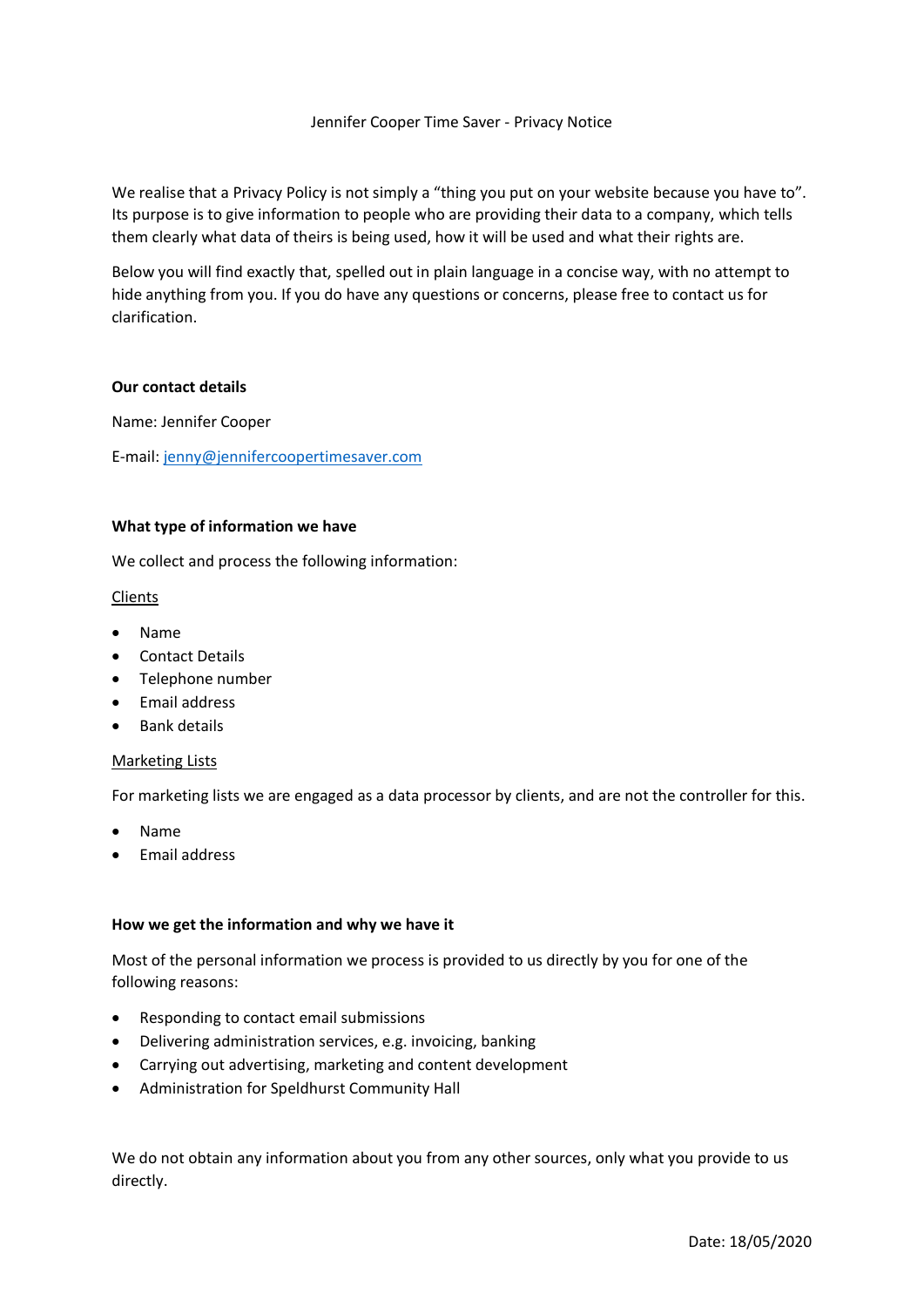# Jennifer Cooper Time Saver - Privacy Notice

We realise that a Privacy Policy is not simply a "thing you put on your website because you have to". Its purpose is to give information to people who are providing their data to a company, which tells them clearly what data of theirs is being used, how it will be used and what their rights are.

Below you will find exactly that, spelled out in plain language in a concise way, with no attempt to hide anything from you. If you do have any questions or concerns, please free to contact us for clarification.

**Our contact details**

Name: Jennifer Cooper

E-mail: jenny@jennifercoopertimesaver.com

**What type of information we have**

We collect and process the following information:

Clients

- Name
- Contact Details
- Telephone number
- Email address
- Bank details

Marketing Lists

For marketing lists we are engaged as a data processor by clients, and are not the controller for this.

- Name
- Email address

**How we get the information and why we have it**

Most of the personal information we process is provided to us directly by you for one of the following reasons:

- Responding to contact email submissions
- Delivering administration services, e.g. invoicing, banking
- Carrying out advertising, marketing and content development
- Administration for Speldhurst Community Hall

We do not obtain any information about you from any other sources, only what you provide to us directly.

Date: 18/05/2020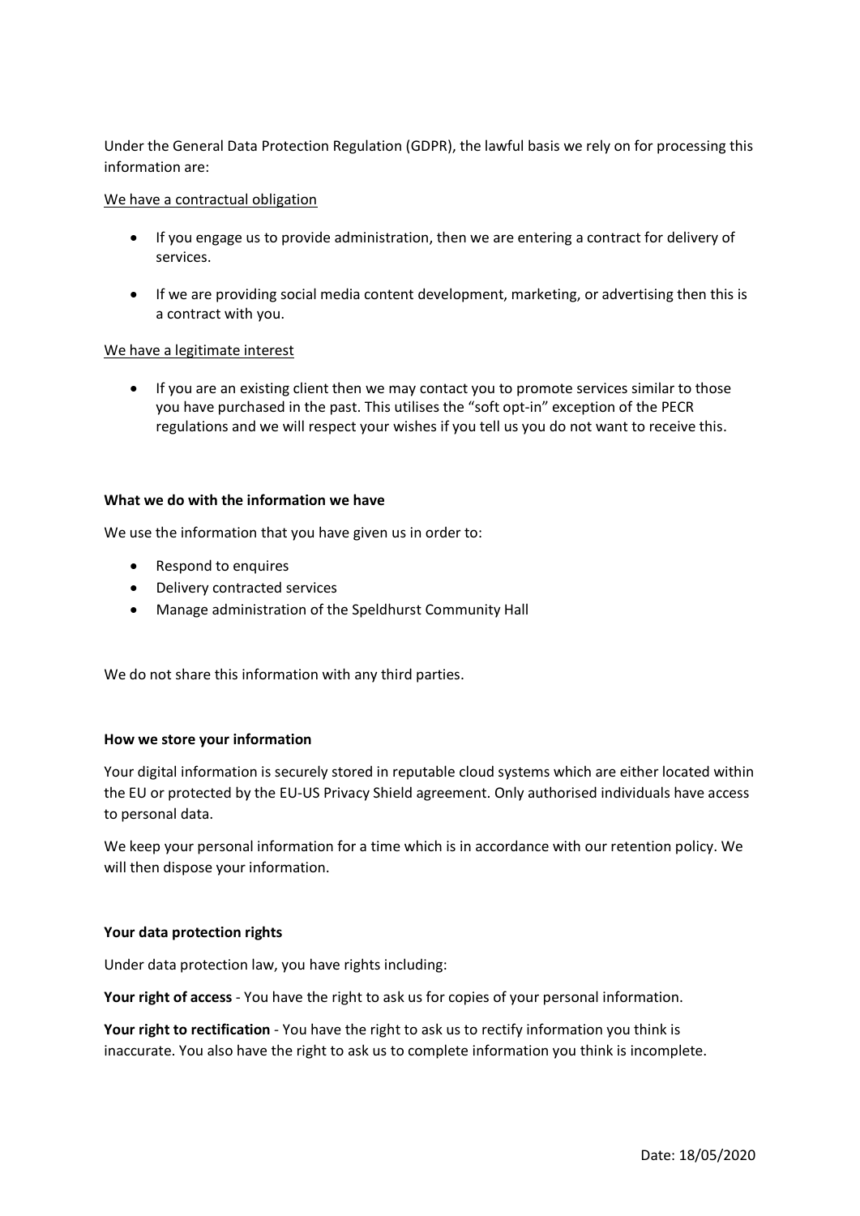Under the General Data Protection Regulation (GDPR), the lawful basis we rely on for processing this information are:

We have a contractual obligation

- If you engage us to provide administration, then we are entering a contract for delivery of services.
- If we are providing social media content development, marketing, or advertising then this is a contract with you.

We have a legitimate interest

- If you are an existing client then we may contact you to promote services similar to those you have purchased in the past. This utilises the "soft opt-in" exception of the PECR regulations and we will respect your wishes if you tell us you do not want to receive this.

**What we do with the information we have**

We use the information that you have given us in order to:

- Respond to enquires
- Delivery contracted services
- Manage administration of the Speldhurst Community Hall

We do not share this information with any third parties.

**How we store your information**

Your digital information is securely stored in reputable cloud systems which are either located within the EU or protected by the EU-US Privacy Shield agreement. Only authorised individuals have access to personal data.

We keep your personal information for a time which is in accordance with our retention policy. We will then dispose your information.

**Your data protection rights**

Under data protection law, you have rights including:

**Your right of access** - You have the right to ask us for copies of your personal information.

**Your right to rectification** - You have the right to ask us to rectify information you think is inaccurate. You also have the right to ask us to complete information you think is incomplete.

Date: 18/05/2020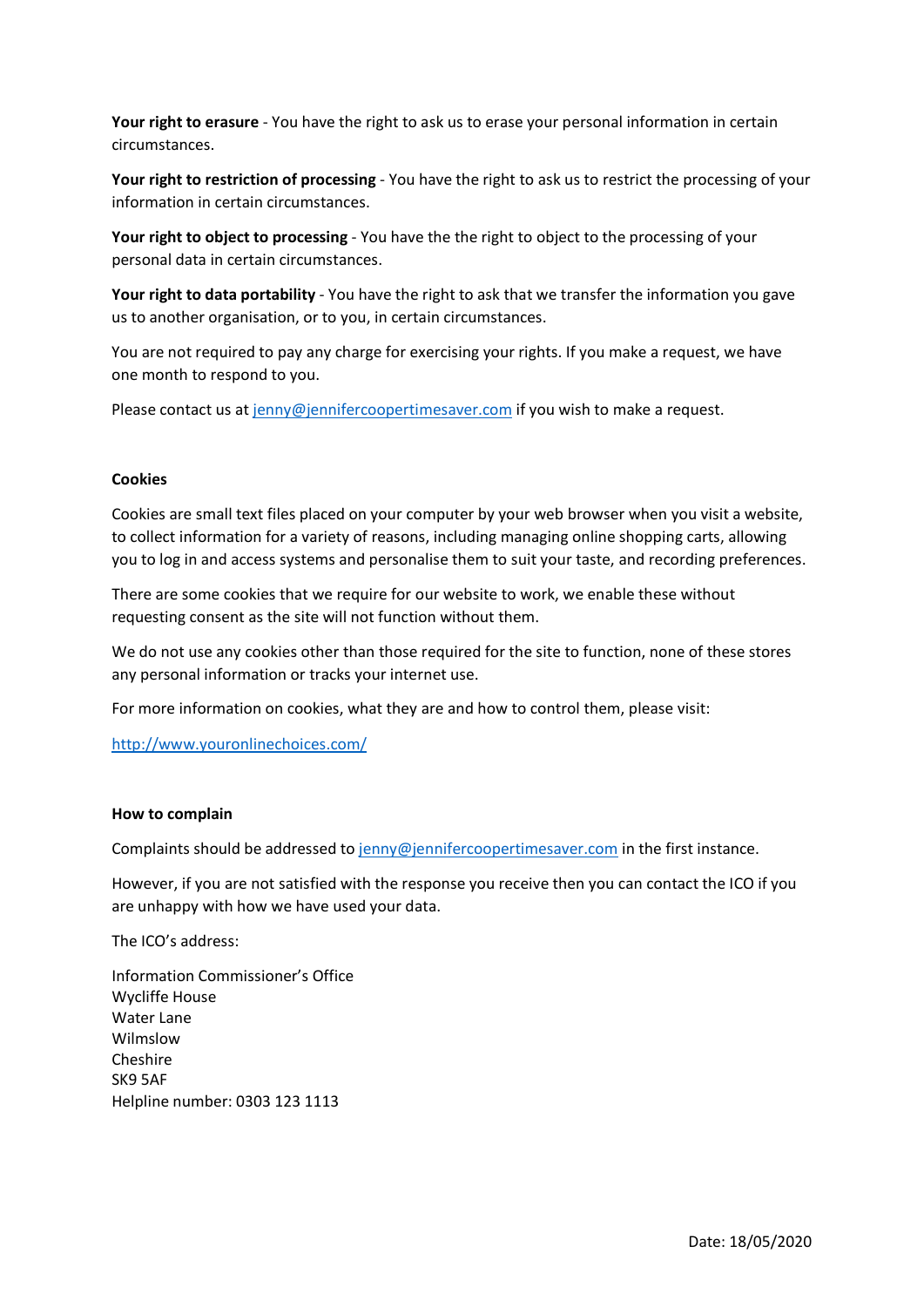**Your right to erasure** - You have the right to ask us to erase your personal information in certain circumstances.

**Your right to restriction of processing** - You have the right to ask us to restrict the processing of your information in certain circumstances.

**Your right to object to processing** - You have the the right to object to the processing of your personal data in certain circumstances.

**Your right to data portability** - You have the right to ask that we transfer the information you gave us to another organisation, or to you, in certain circumstances.

You are not required to pay any charge for exercising your rights. If you make a request, we have one month to respond to you.

Please contact us at jenny@jennifercoopertimesaver.com if you wish to make a request.

**Cookies**

Cookies are small text files placed on your computer by your web browser when you visit a website, to collect information for a variety of reasons, including managing online shopping carts, allowing you to log in and access systems and personalise them to suit your taste, and recording preferences.

There are some cookies that we require for our website to work, we enable these without requesting consent as the site will not function without them.

We do not use any cookies other than those required for the site to function, none of these stores any personal information or tracks your internet use.

For more information on cookies, what they are and how to control them, please visit:

http://www.youronlinechoices.com/

**How to complain**

Complaints should be addressed to jenny@jennifercoopertimesaver.com in the first instance.

However, if you are not satisfied with the response you receive then you can contact the ICO if you are unhappy with how we have used your data.

The ICO's address:

Information Commissioner's Office
Wycliffe House
Water Lane
Wilmslow
Cheshire
SK9 5AF
Helpline number: 0303 123 1113

Date: 18/05/2020